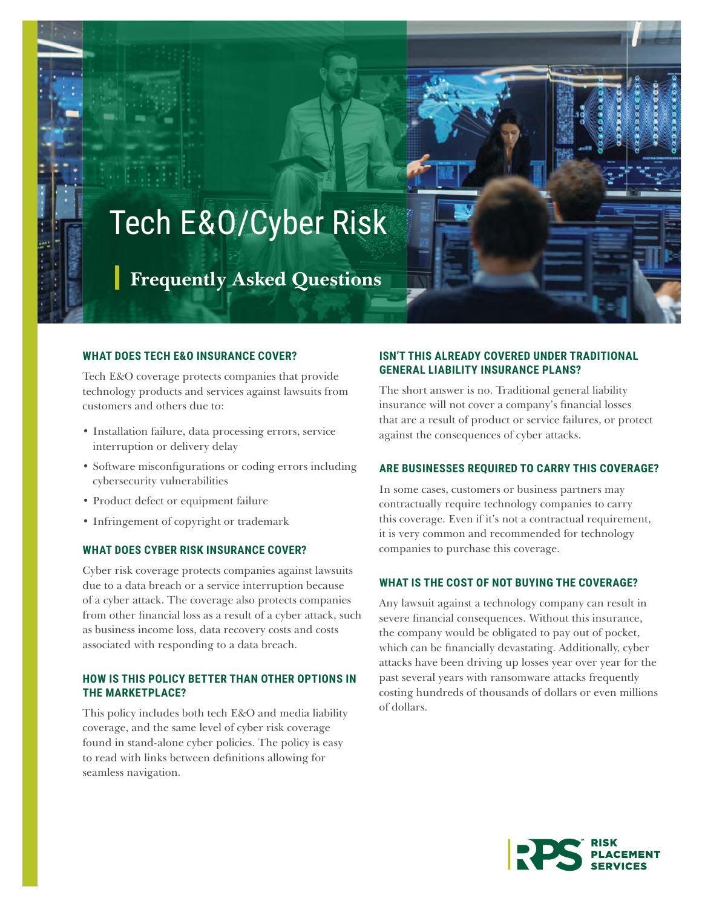# Tech E&O/Cyber Risk

## Frequently Asked Questions

### WHAT DOES TECH E&O INSURANCE COVER?

Tech E&O coverage protects companies that provide technology products and services against lawsuits from customers and others due to:

- Installation failure, data processing errors, service interruption or delivery delay
- Software misconfigurations or coding errors including cybersecurity vulnerabilities
- Product defect or equipment failure
- Infringement of copyright or trademark

### WHAT DOES CYBER RISK INSURANCE COVER?

Cyber risk coverage protects companies against lawsuits due to a data breach or a service interruption because of a cyber attack. The coverage also protects companies from other financial loss as a result of a cyber attack, such as business income loss, data recovery costs and costs associated with responding to a data breach.

### HOW IS THIS POLICY BETTER THAN OTHER OPTIONS IN THE MARKETPLACE?

This policy includes both tech E&O and media liability coverage, and the same level of cyber risk coverage found in stand-alone cyber policies. The policy is easy to read with links between definitions allowing for seamless navigation.

### ISN'T THIS ALREADY COVERED UNDER TRADITIONAL GENERAL LIABILITY INSURANCE PLANS?

The short answer is no. Traditional general liability insurance will not cover a company's financial losses that are a result of product or service failures, or protect against the consequences of cyber attacks.

### ARE BUSINESSES REQUIRED TO CARRY THIS COVERAGE?

In some cases, customers or business partners may contractually require technology companies to carry this coverage. Even if it's not a contractual requirement, it is very common and recommended for technology companies to purchase this coverage.

### WHAT IS THE COST OF NOT BUYING THE COVERAGE?

Any lawsuit against a technology company can result in severe financial consequences. Without this insurance, the company would be obligated to pay out of pocket, which can be financially devastating. Additionally, cyber attacks have been driving up losses year over year for the past several years with ransomware attacks frequently costing hundreds of thousands of dollars or even millions of dollars.

RPS RISK PLACEMENT SERVICES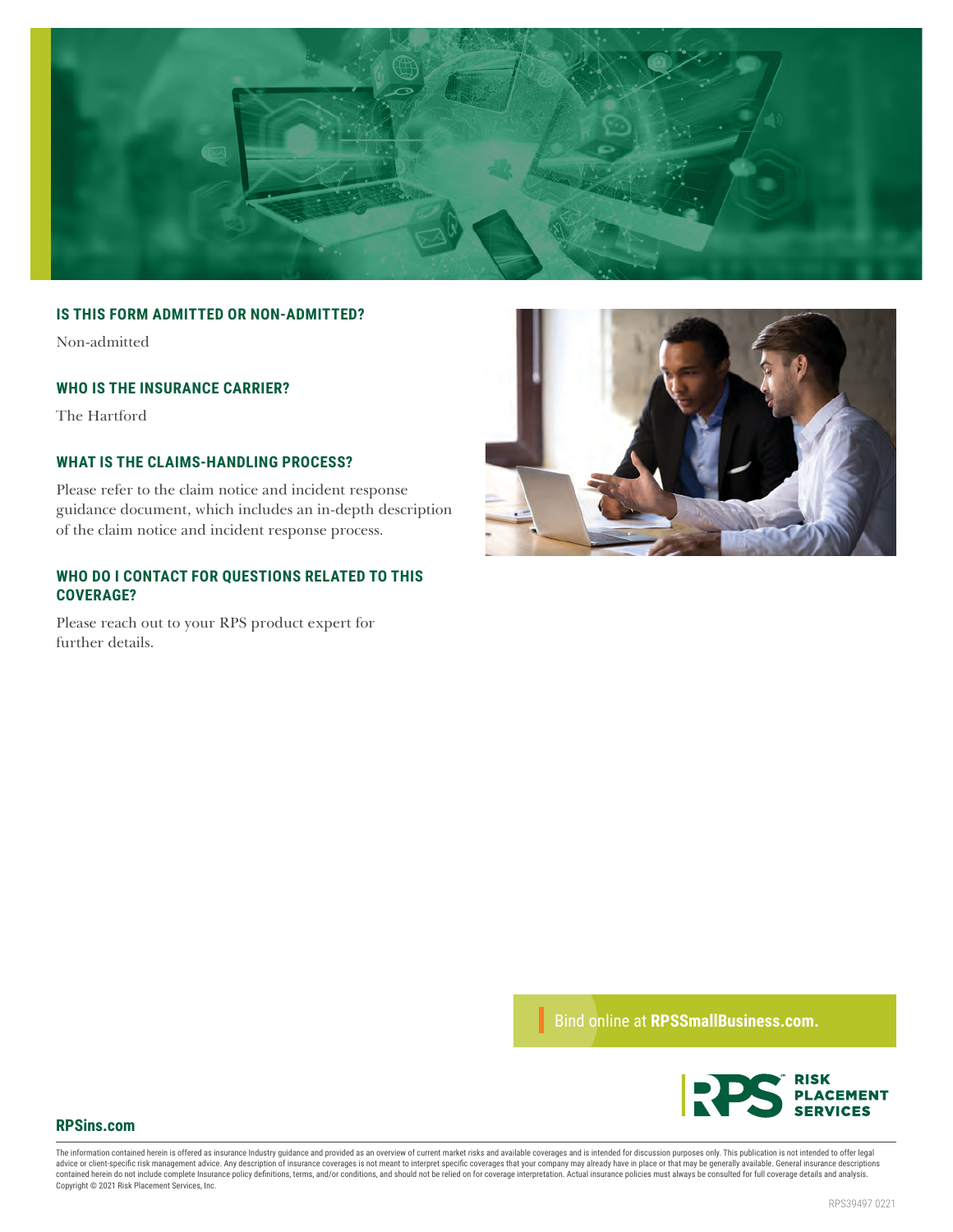## IS THIS FORM ADMITTED OR NON-ADMITTED?

Non-admitted

## WHO IS THE INSURANCE CARRIER?

The Hartford

## WHAT IS THE CLAIMS-HANDLING PROCESS?

Please refer to the claim notice and incident response guidance document, which includes an in-depth description of the claim notice and incident response process.

## WHO DO I CONTACT FOR QUESTIONS RELATED TO THIS COVERAGE?

Please reach out to your RPS product expert for further details.

Bind online at **RPSSmallBusiness.com.**

**RPSins.com**

The information contained herein is offered as insurance Industry guidance and provided as an overview of current market risks and available coverages and is intended for discussion purposes only. This publication is not intended to offer legal advice or client-specific risk management advice. Any description of insurance coverages is not meant to interpret specific coverages that your company may already have in place or that may be generally available. General insurance descriptions contained herein do not include complete Insurance policy definitions, terms, and/or conditions, and should not be relied on for coverage interpretation. Actual insurance policies must always be consulted for full coverage details and analysis. Copyright © 2021 Risk Placement Services, Inc.

RPS39497 0221